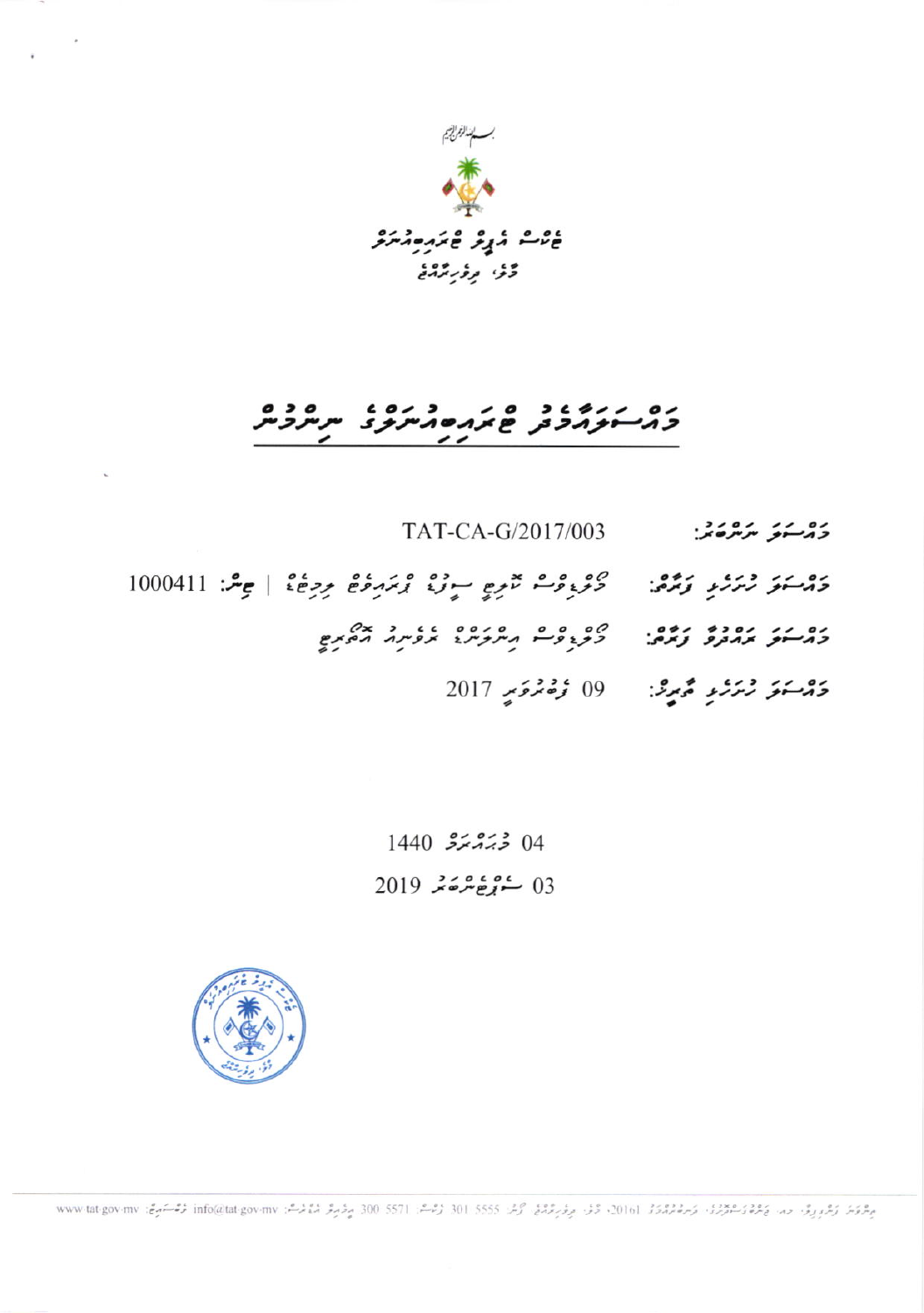بسم الله الرحمن الرحيم

ޓެކްސް އަޕީލް ޓްރައިބިއުނަލް

މާލެ، ދިވެހިރާއްޖެ

# މައްސަލައާމެދު ޓްރައިބިއުނަލްގެ ނިންމުން

މައްސަލަ ނަންބަރު: TAT-CA-G/2017/003

މައްސަލަ ހުށަހެޅި ފަރާތް: މޯލްޑިވްސް ކާރގޯ ސަރވިސް ޕްރައިވެޓް ލިމިޓެޑް | ޓިން: 1000411

މައްސަލަ ރައްދުވާ ފަރާތް: މޯލްޑިވްސް އިންލަންޑް ރެވެނިއު އޮތޯރިޓީ

މައްސަލަ ހުށަހެޅި ތާރީޚު: 09 ފެބްރުއަރީ 2017

04 މުޙައްރަމް 1440

03 ސެޕްޓެންބަރު 2019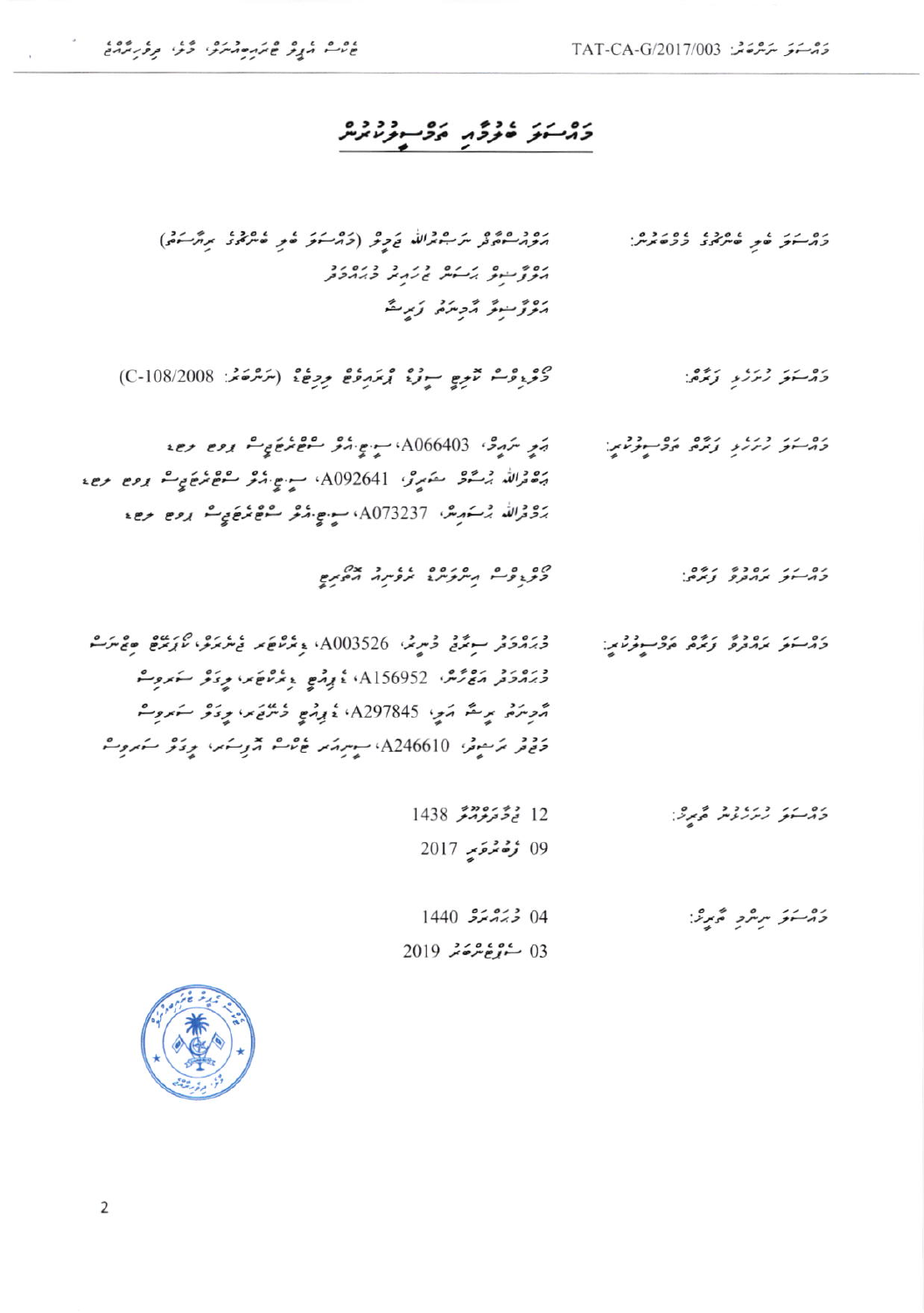# މައްސަލަ ބެލުމާއި ތަމްސީލުކުރުން

| | |
|---|---|
| މައްސަލަ ބެލި ބެންޗުގެ މެމްބަރުން: | އަލްއުސްތާޛު ޙަސަންޢަބްދުﷲ ޙަމީދު (މައްސަލަ ބެލި ބެންޗުގެ ރިޔާސަތު)<br>އަލްފާޟިލް ޙަސަން ޝަހީރު މުޙައްމަދު<br>އަލްފާޟިލާ އާމިނަތު ފަރީޝާ |
| މައްސަލަ ހުށަހެޅި ފަރާތް: | ޕާރިސް ޓާރިޖް ސިޓީ ޕްރައިވެޓް ލިމިޓެޑް (ނަންބަރު: C-108/2008) |
| މައްސަލަ ހުށަހެޅި ފަރާތް ތަމްސީލުކުރި: | ޢަލީ ނަޢީމް، A066403، ސީ.ޖީ.އެމް ސޮލިސިޓަރސް ލޯ ފާމް<br>ޢަބްދުﷲ ޝަމާލް ސަޢީދު، A092641، ސީ.ޖީ.އެމް ސޮލިސިޓަރސް ލޯ ފާމް<br>ޙަމްދުﷲ ޝަހީދު، A073237، ސީ.ޖީ.އެމް ސޮލިސިޓަރސް ލޯ ފާމް |
| މައްސަލަ ރައްދުވާ ފަރާތް: | މޯލްޑިވްސް އިންލަންޑް ރެވެނިއު އޮތޯރިޓީ |
| މައްސަލަ ރައްދުވާ ފަރާތް ތަމްސީލުކުރި: | މުޙައްމަދު ސިއާޒު މުނީރު، A003526، ޑިރެކްޓަރ ޖެނެރަލް، ޓެކްނިކަލް ބްރާންޗް<br>މުޙައްމަދު އަޒްހާން، A156952، ޑެޕިއުޓީ ޑިރެކްޓަރ، ލީގަލް ސަރވިސް<br>އާމިނަތު ރިޝާ އަލީ، A297845، ޑެޕިއުޓީ މެނޭޖަރ، ލީގަލް ސަރވިސް<br>މަރިޔަމް ރަޝީދާ، A246610، ސީނިއަރ ޓެކްސް އޮފިސަރ، ލީގަލް ސަރވިސް |
| މައްސަލަ ހުށަހެޅުނު ތާރީޚު: | 12 ޖުމާދަލްއޫލާ 1438<br>09 ފެބުރުއަރީ 2017 |
| މައްސަލަ ނިންމި ތާރީޚު: | 04 މުޙައްރަމް 1440<br>03 ސެޕްޓެމްބަރ 2019 |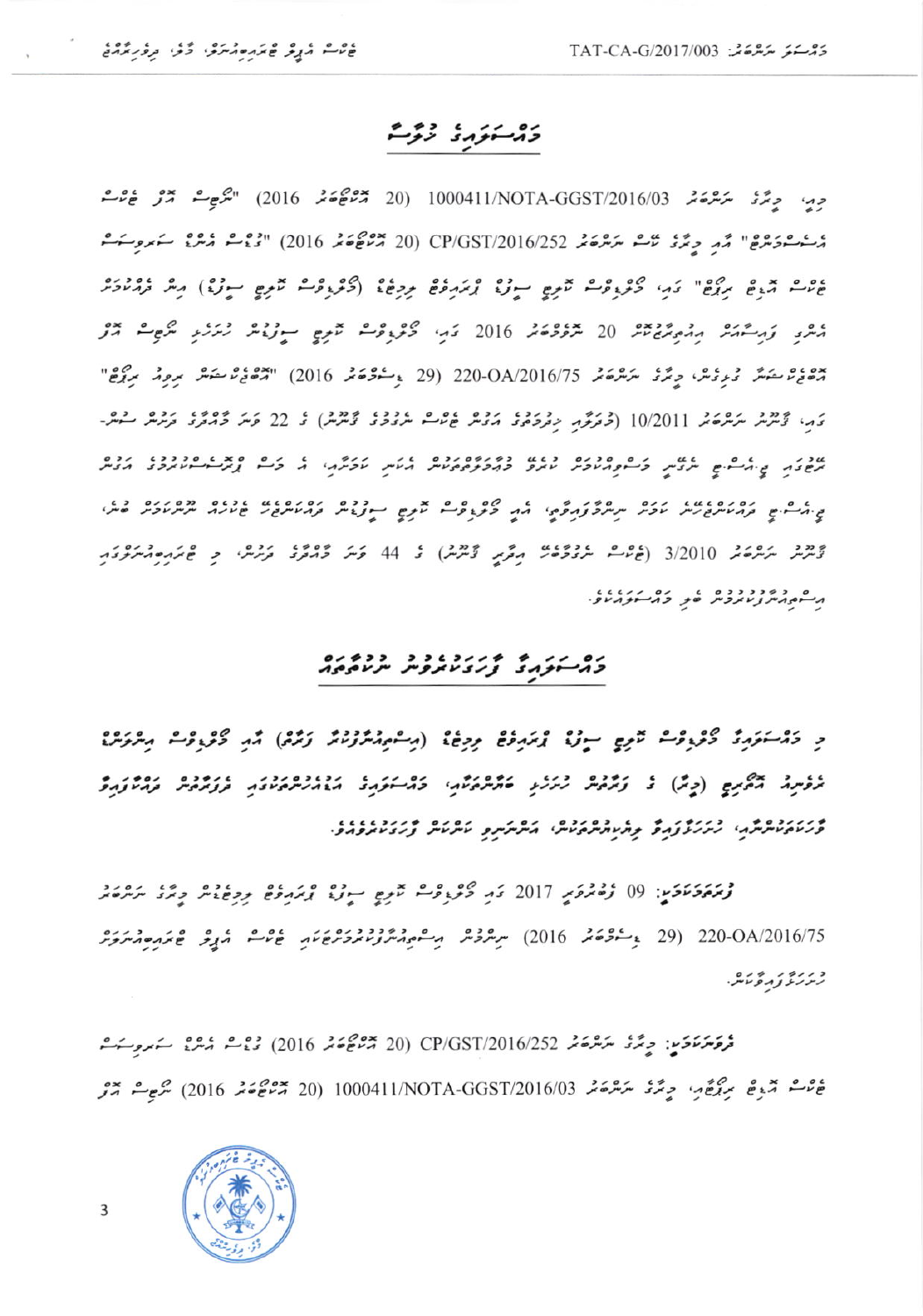# މައްސަލައިގެ ހުލާސާ

މިއީ، މިރާގެ ނަންބަރު 1000411/NOTA-GGST/2016/03 (20 އޮކްޓޫބަރު 2016) "ނޯޓިސް އޮފް ޓެކްސް އެސެސްމަންޓް" އާއި މިރާގެ ކޭސް ނަންބަރު CP/GST/2016/252 (20 އޮކްޓޫބަރު 2016) "ގުޑްސް އެންޑް ސަރވިސަސް ޓެކްސް އޮޑިޓް ރިޕޯޓް" ގައި، މޯލްޑިވްސް ކަސްޓަމްސް ސަރވިސް ޕްރައިވެޓް ލިމިޓެޑް (މޯލްޑިވްސް ކަސްޓަމްސް ސަރވިސް) އިން ދައްކަން ޖެހޭކަމަށް ކަނޑައަޅާފައިވާ ޓެކްސް އާއި ޖޫރިމަނާއަށް 20 ނޮވެމްބަރު 2016 ގައި، މޯލްޑިވްސް ކަސްޓަމްސް ސަރވިސް އިން ހުށަހެޅި ނޯޓިސް އޮފް އޮބްޖެކްޝަން ގަބޫލުނުކޮށް، މިރާގެ ނަންބަރު 220-OA/2016/75 (29 ޑިސެމްބަރު 2016) "އޮބްޖެކްޝަން ޑިސިޝަން ރިޕޯޓް" ގައި، ޤާނޫނު ނަންބަރު 10/2011 (ދިވެހިރާއްޖޭގެ މުދަލާއި ޚިދުމަތުގެ ޓެކްސްގެ ޤާނޫނު) ގެ 22 ވަނަ މާއްދާގެ ދަށުން ސެންޓް-ރަލްގައި ޖީ.އެސް.ޓީ ނަގާނީ މަސްވެރިކަމުގެ މުއައްސަސާތަކުން އެކަނި ކަމަށާއި، އެ މަސް ފޮނުވާ ކުންފުނިތަކުގެ އަގުން ޖީ.އެސް.ޓީ ފައިސާކަމަށްވާތީ އެ ފައިސާ ސިފަކުރަމުން، އެއީ މޯލްޑިވްސް ކަސްޓަމްސް ސަރވިސްއިން ފައިސާއެއް ނުނަގާކަމަށް ބުނެ، ޤާނޫނު ނަންބަރު 3/2010 (ޓެކްސް އިދާރީ ޤާނޫނު) ގެ 44 ވަނަ މާއްދާގެ ދަށުން، މި ޓްރައިބިއުނަލުގައި އިސްތިއުނާފުކޮށްފައިވާ ބޮޑު މައްސަލައެކެވެ.

# މައްސަލައިގެ ފަރާތްތަކުން ހުށަހެޅި ހުށަހެޅުންތައް

މި މައްސަލައިގެ މޯލްޑިވްސް ކަސްޓަމްސް ސަރވިސް ޕްރައިވެޓް ލިމިޓެޑް (އިސްތިއުނާފުކުރި ފަރާތް) އާއި މޯލްޑިވްސް އިންލަންޑް ރެވެނިއު އޮތޯރިޓީ (މިރާ) ގެ ފަރާތުން ހުށަހެޅި ދަލީލުތަކާއި، މައްސަލައިގެ ޝަރީއަތުގެ މަރުހަލާގައި ދެފަރާތުން ދެއްވި ދަލީލުތައް، އިސްތިއުނާފުކުރި ފަރާތުގެ މިޔަރުތައް، އެބަރަކާތެރި ކަންކަން ފާހަގަކުރެވެއެވެ.

ފާހަގަކުރެވޭ: 09 ފެބްރުއަރީ 2017 ގައި މޯލްޑިވްސް ކަސްޓަމްސް ސަރވިސް ޕްރައިވެޓް ލިމިޓެޑްއިން މިރާގެ ނަންބަރު 220-OA/2016/75 (29 ޑިސެމްބަރު 2016) ނިންމުމަށް އިސްތިއުނާފުކުރުމަށް ޓެކްސް އެޕީލް ޓްރައިބިއުނަލަށް ހުށަހަޅާފައިވެއެވެ.

ފާހަގަކުރެވޭ: މިރާގެ ނަންބަރު CP/GST/2016/252 (20 އޮކްޓޫބަރު 2016) ގުޑްސް އެންޑް ސަރވިސަސް ޓެކްސް އޮޑިޓް ރިޕޯޓް، މިރާގެ ނަންބަރު 1000411/NOTA-GGST/2016/03 (20 އޮކްޓޫބަރު 2016) ނޯޓިސް އޮފް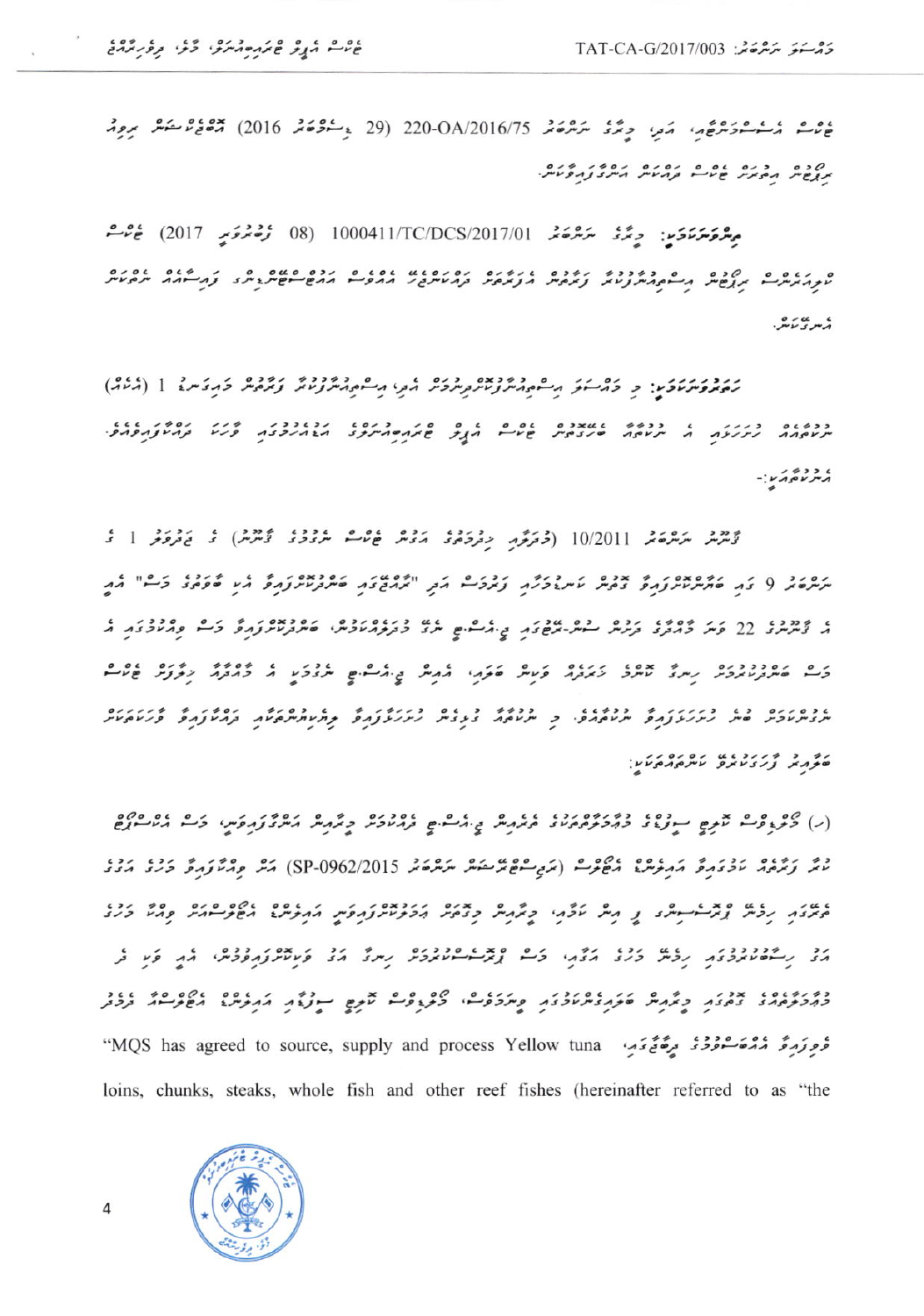ޓެކްސް އެސެސްމަންޓްގައި، އަދި މިޝާގެ ނަންބަރު 220-OA/2016/75 (29 ޑިސެމްބަރު 2016) އޮބްޖެކްޝަން ރިވިއު ރިޕޯޓް އިޝޫކޮށް ޓެކްސް ދެއްކުމަށް އަންގާފައިވާކަން.

ރިސްޕޮންޑެންޓަކީ: މިޝާގެ ނަންބަރު 1000411/TC/DCS/2017/01 (08 ފެބްރުއަރީ 2017) ޓެކްސް ކޯޓަށް ރިޕޯޓް އިސްތިއުނާފުކުރާ ފަރާތުން އަޕީލް ހުށަހަޅާފައިވާ ފަދަ އަޅުގަނޑުމެން ދަށުން ކަމަށް ނުވާކަން އަންގާފައެވެ.

ހަމަޖެހިފައިވަނީ: މި މައްސަލަ އިސްތިއުނާފުކުރުމުގައި އެދި އިސްތިއުނާފުކުރާ ފަރާތުން މައިގަނޑު 1 (އެކެއް) ނުކުތާއެއް ހުށަހަޅައި ، އެ ނުކުތާއާ ބެހޭގޮތުން ޓެކްސް އެޕީލް ޓްރައިބިއުނަލްގެ ބޭއްވުމުގައި ފާހަގަ ކުރެވިފައިވެއެވެ. އެނުކުތާއަކީ:-

ޤާނޫނު ނަންބަރު 10/2011 (ދިވެހިރާއްޖޭގެ އާމްދަނީ ޓެކްސް ނެގުމުގެ ޤާނޫނު) ގެ ޖަދުވަލު 1 ގެ ނަންބަރު 9 ގައި ބަޔާންކޮށްފައިވާ ގޮތުން ކަސްޓަމްސްއިން އަދި "ރާއްޖޭގައި ބޭނުންކުރުމަށް އެކި ވަސީލަތްތައް" ބައި ޤާނޫނުގެ 22 ވަނަ މާއްދާގެ ދަށުން ސަރުކާރުގެ ޖީ.އެސް.ޓީ ނަގާ މުދަލުގެ ވިޔަފާރިން، ބޭނުންކުރާ މުދަލުގެ ވިއްކުމުގައި އެ ވަނީ ބޭނުންކުރުމަށް ހިނގާ ކަންތައް ފަދައިން ވަކިން ބަލައި، އަދި ޖީ.އެސް.ޓީ ނަގަންޖެހޭ އެ މުދަލާ ގުޅުން ހުރި ވިޔަފާރިއާ ނުގުޅޭ ކަމުގައި ހިސާބުކުރުމުގެ ބައި. މި ނުކުތާއާ ގުޅިގެން ހިސާބުކުރާ ވިޔަފާރިއާ ގުޅުންހުރި ފަރާތްތަކަށް ވަކިކަމަކަށް ބަލައި ފާހަގަކުރެވޭ ކަންތައްތަކަކީ:

(ހ) މޯލްޑިވްސް ކޮލިޓީ ސީފުޑްގެ ވިޔަފާރީގެ ދުނިޔޭގެ ޖީ.އެސް.ޓީ ވެރިޔާއި ފަރާތުން ޗާޓަރ ހަޅައިގެން، ކަސް އެކްސްޕޯޓް ކުރާ ފަރާތެއްގެ ގޮތުގައި އެއްބަސްވުމެއް (ރަޖިސްޓްރޭޝަން ނަންބަރު SP-0962/2015) ހަދާ ވިޔަފާރީގެ ގޮތުގައި ބެލިފައިވާ ކަމާއި، ޕްރޮސެސްކުރާ ތަނަކީ މީގެ ކުރިން ކަނޑުއޮތުގައި ހޯދާ މަސް ނަގާފައިވާ ކަމާއި، އެ ޕްރޮސެސްކުރާ މަސް ވިއްކާ ގޮތަކީ ރާއްޖޭގެ ބޭރުގެ މާރުކޭޓުގައި ވިއްކާ ގޮތް އެއްގޮތް ކަމާއި، އަދި ފަހުން ދުނިޔޭގެ މާރުކޭޓަށް ވިއްކާ ގޮތަށް ހަމަޖެހިފައިވާކަން. މޯލްޑިވްސް ކޮލިޓީ ސީފުޑް އެގްރީމަންޓް ބައްލަވާއިރު ފެނިގެންދާ ގޮތުގައި "MQS has agreed to source, supply and process Yellow tuna loins, chunks, steaks, whole fish and other reef fishes (hereinafter referred to as "the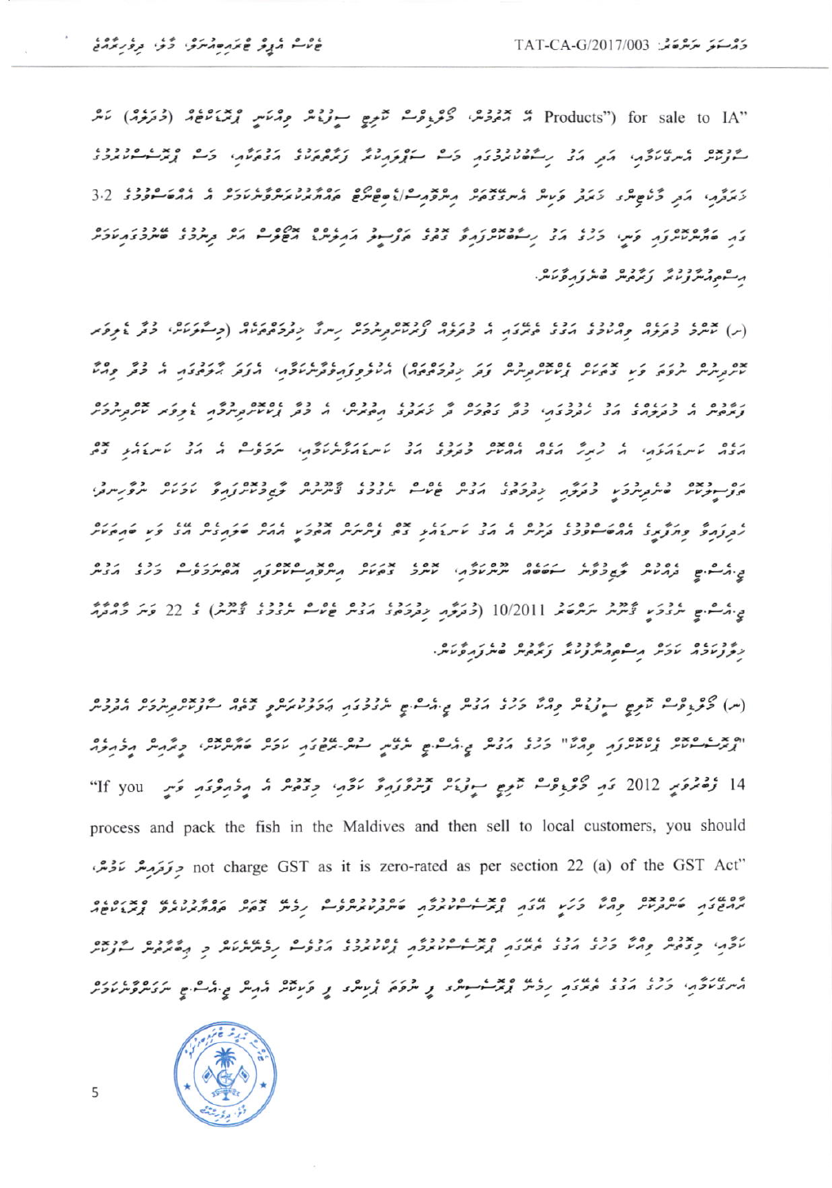ނާ ޕްރޮޑަކްޓް، ކޮލެޓެރަލް ކާރިޖް ސީފުޑް ވިއްކާނީ ޕްރޮސެސްކޮށް (ފަހުން) Products") for sale to IA" ކަން

ސާފުކޮށް އަނބުރާލާތާއި، އަދި އަދި ހިއްސާދާރުންގެ މަސް ސަޕްލައިކުރާ ފަރާތްތަކުގެ އަޅުގަނޑުމެން، މަސް ޕްރޮސެސްކުރުމުގެ ފަރާތާއި، އަދި މާލެތެރޭ ގަނޑު ވަނީ އަނގަބަސް އިންވޮއިސް/ބިލްތައް ތަފްސީލުކޮށްދީފައިވާތީ ގެ އެއްބަސްވުމުގެ 3.2 ގައި ބަޔާންކުރެވިފައި ވާނީ، މިގޮތަށް އަދި ހިސާބުކުރާއިރު ގޮތުގެ ތަފްސީލް އެއްފަހަރާ ޕްރޮޑަކްޓް ތައް ދިނުމުގެ ބޭނުމުގައިކަމަށް ދިވެހިރާއްޖޭގެ ފަރާތުން ބުނެފައިވާތީ.

(ނ) ކޮންމެ މުދަލެއް ވިއްކުމުގެ އަގުގެ ތެރޭގައި އެ މުދަލެއް ފޯރުކޮށްދިނުމުގެ ހިދުމަތް ހިމެނޭ ހިދުމަތްތަކެއް (ޕޮސްޓޭޖް، މަލް ޑެލިވަރީ ޗާޖަސް ފަދަ ހިދުމަތްތައް) އެހެންވެގެން ހިމެނޭނަމަ، އެފަދަ ހާލަތެއްގައި އެ މުދާ ވިއްކުމާއި އެ މުދަލެއް ފޯރުކޮށްދިނުމަކީ އެއް މުއާމަލާތެއް ކަމުގައި ބަލައި، އެ މުދާ ފޯރުކޮށްދިނުމުގެ ހިދުމަތުގެ އަގަކީ ވެސް އެ މުދަލުގެ އަގުގެ ބައެއް ކަމުގައި ބަލަންވާނެކަމާއި، އެ ހިދުމަތުގެ އަގު އެ މުދަލުގެ އަގާ އެއްކޮށް ބަލައި އެ އަގު ނަގަންވާނީ ޖީ.އެސް.ޓީ ގެ ގަވާއިދުގައިވާ ގޮތަށް ކަމުގައިވާތީ، އެ މުދަލުގެ އަގު ޒީރޯ ރޭޓްކުރެވޭ ކަމުގައި ވާނަމަ، އެ ހިދުމަތުގެ އަގު ވެސް ޒީރޯ ރޭޓްކުރެވޭނެކަމަށް ޖީ.އެސް.ޓީ ޤާނޫނުގައިވާ ގޮތުން ބަލާ ބަލައިގަތުމަށް ޓެކްސް ވަނަ ޤާނޫނު ނަންބަރު 10/2011 (ދިވެހިރާއްޖޭގެ ޓެކްސް ދިނުމުގެ ގަވާއިދު ޤާނޫނު) ގެ 22 ވަނަ މާއްދާގެ ދަށުން ކަމަށް އިސްތިއުނާފުވާ ފަރާތުން ބުނެފައިވާތީ.

(ރ) ކޮލެޓެރަލް ކާރިޖް ސީފުޑް ވިއްކާ މަސް ޖީ.އެސް.ޓީ ޒީރޯ ރޭޓް ކުރުމާއި ގުޅޭ ގޮތުން ބޭނުންކުރެވޭ ސާފުކުރެވިފައިވާ އުސޫލުތައް "ޕްރޮސެސްކުރެވިފައިވާ މަސް" ޖީ.އެސް.ޓީ ޝީޓުގައި ބަޔާންކުރެވިފައިވާ، ޓެކްސް ގެ އޮފީހުން ފޮނުވާފައިވާ އީމެއިލްގައި 14 ފެބްރުއަރީ 2012 ގައި ކޮލެޓެރަލް ކާރިޖް ސީފުޑް ކުންފުނިއަށް ފޮނުވާފައިވާ، މިގޮތުން އެ އީމެއިލްގައި ވަނީ "If you process and pack the fish in the Maldives and then sell to local customers, you should not charge GST as it is zero-rated as per section 22 (a) of the GST Act" މިފަދައިން ކަމަށާއި، ކޮމިޝަނަރ ޖެނެރަލްގެ ފަރާތުން ލިބިފައިވާ ސާފުކުރުމުގައި ޕްރޮސެސްކުރެވިފައިވާ މަސް ކަމަށް ބަލާނީ ކޮން ކަމެއް ކަމަށް ބަޔާންކޮށްފައިނުވާތީ، މިގޮތުން ޕްރޮސެސްކުރެވިފައިވާ މަސް ވިއްކާ ފަރާތްތަކުން އަދި ކުރިން ޕްރޮސެސްކުރުމުގެ ކަންތައްތައް ނުކުރާ ފަރާތްތަކުން ވެސް ޝީޓުގެ މި އުސޫލު ބޭނުންކުރަމުން ގެންދާތީ، މިގޮތަށް ޕްރޮސެސްކުރެވިފައިވާ މަސް ވިއްކުމުގައި ޖީ.އެސް.ޓީ ނަގައިގެން ނުވާނެ ކަމަށް ބަޔާންކޮށްފައިވާތީ.